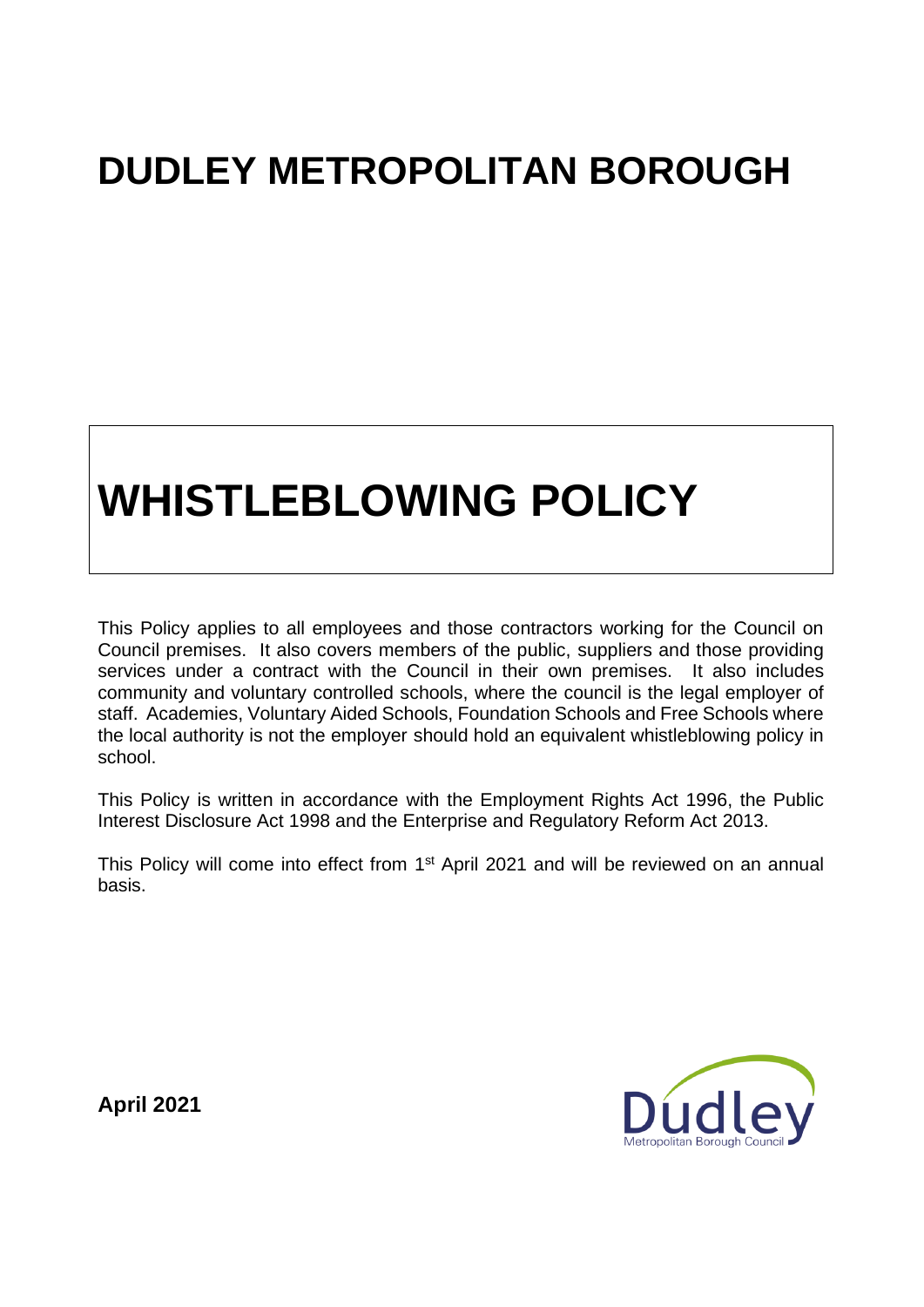# DUDLEY METROPOLITAN BOROUGH

# WHISTLEBLOWING POLICY

This Policy applies to all employees and those contractors working for the Council on Council premises. It also covers members of the public, suppliers and those providing services under a contract with the Council in their own premises. It also includes community and voluntary controlled schools, where the council is the legal employer of staff. Academies, Voluntary Aided Schools, Foundation Schools and Free Schools where the local authority is not the employer should hold an equivalent whistleblowing policy in school.

This Policy is written in accordance with the Employment Rights Act 1996, the Public Interest Disclosure Act 1998 and the Enterprise and Regulatory Reform Act 2013.

This Policy will come into effect from 1st April 2021 and will be reviewed on an annual basis.

**April 2021**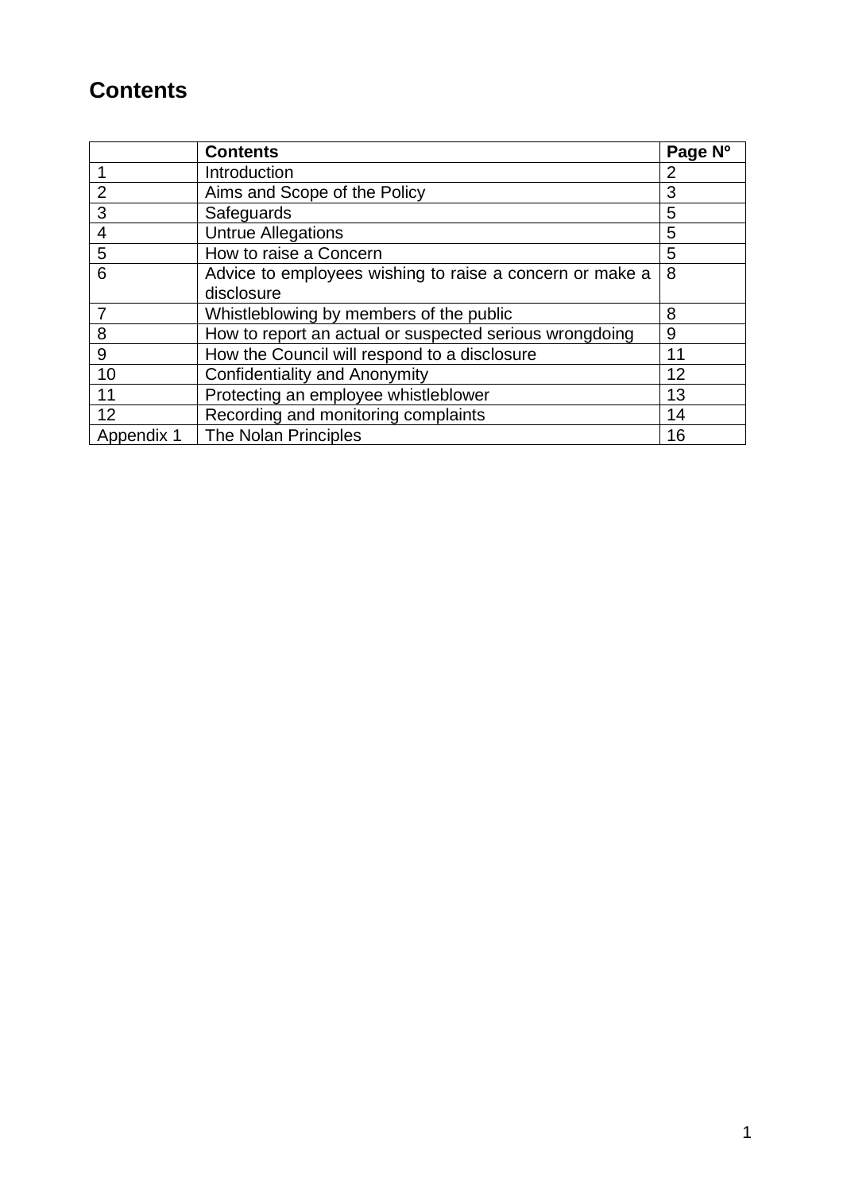# Contents

| | Contents | Page Nº |
|---|---|---|
| 1 | Introduction | 2 |
| 2 | Aims and Scope of the Policy | 3 |
| 3 | Safeguards | 5 |
| 4 | Untrue Allegations | 5 |
| 5 | How to raise a Concern | 5 |
| 6 | Advice to employees wishing to raise a concern or make a disclosure | 8 |
| 7 | Whistleblowing by members of the public | 8 |
| 8 | How to report an actual or suspected serious wrongdoing | 9 |
| 9 | How the Council will respond to a disclosure | 11 |
| 10 | Confidentiality and Anonymity | 12 |
| 11 | Protecting an employee whistleblower | 13 |
| 12 | Recording and monitoring complaints | 14 |
| Appendix 1 | The Nolan Principles | 16 |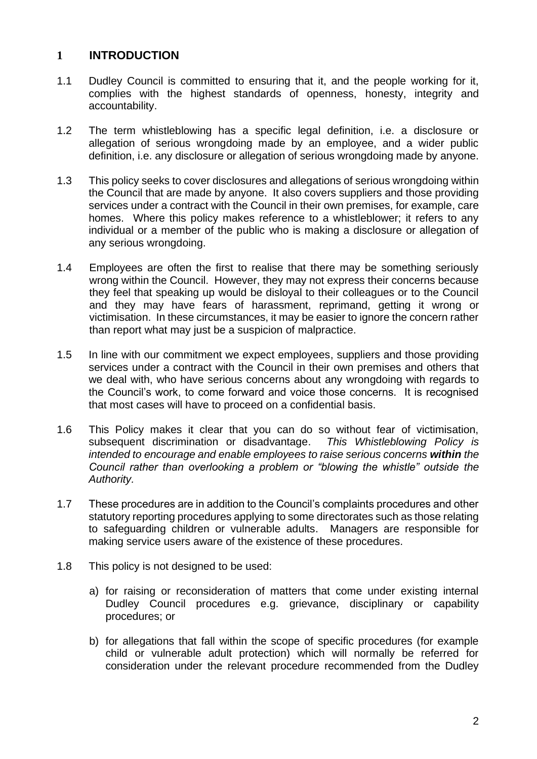## 1 INTRODUCTION

1.1 Dudley Council is committed to ensuring that it, and the people working for it, complies with the highest standards of openness, honesty, integrity and accountability.

1.2 The term whistleblowing has a specific legal definition, i.e. a disclosure or allegation of serious wrongdoing made by an employee, and a wider public definition, i.e. any disclosure or allegation of serious wrongdoing made by anyone.

1.3 This policy seeks to cover disclosures and allegations of serious wrongdoing within the Council that are made by anyone. It also covers suppliers and those providing services under a contract with the Council in their own premises, for example, care homes. Where this policy makes reference to a whistleblower; it refers to any individual or a member of the public who is making a disclosure or allegation of any serious wrongdoing.

1.4 Employees are often the first to realise that there may be something seriously wrong within the Council. However, they may not express their concerns because they feel that speaking up would be disloyal to their colleagues or to the Council and they may have fears of harassment, reprimand, getting it wrong or victimisation. In these circumstances, it may be easier to ignore the concern rather than report what may just be a suspicion of malpractice.

1.5 In line with our commitment we expect employees, suppliers and those providing services under a contract with the Council in their own premises and others that we deal with, who have serious concerns about any wrongdoing with regards to the Council's work, to come forward and voice those concerns. It is recognised that most cases will have to proceed on a confidential basis.

1.6 This Policy makes it clear that you can do so without fear of victimisation, subsequent discrimination or disadvantage. *This Whistleblowing Policy is intended to encourage and enable employees to raise serious concerns **within** the Council rather than overlooking a problem or "blowing the whistle" outside the Authority.*

1.7 These procedures are in addition to the Council's complaints procedures and other statutory reporting procedures applying to some directorates such as those relating to safeguarding children or vulnerable adults. Managers are responsible for making service users aware of the existence of these procedures.

1.8 This policy is not designed to be used:

a) for raising or reconsideration of matters that come under existing internal Dudley Council procedures e.g. grievance, disciplinary or capability procedures; or

b) for allegations that fall within the scope of specific procedures (for example child or vulnerable adult protection) which will normally be referred for consideration under the relevant procedure recommended from the Dudley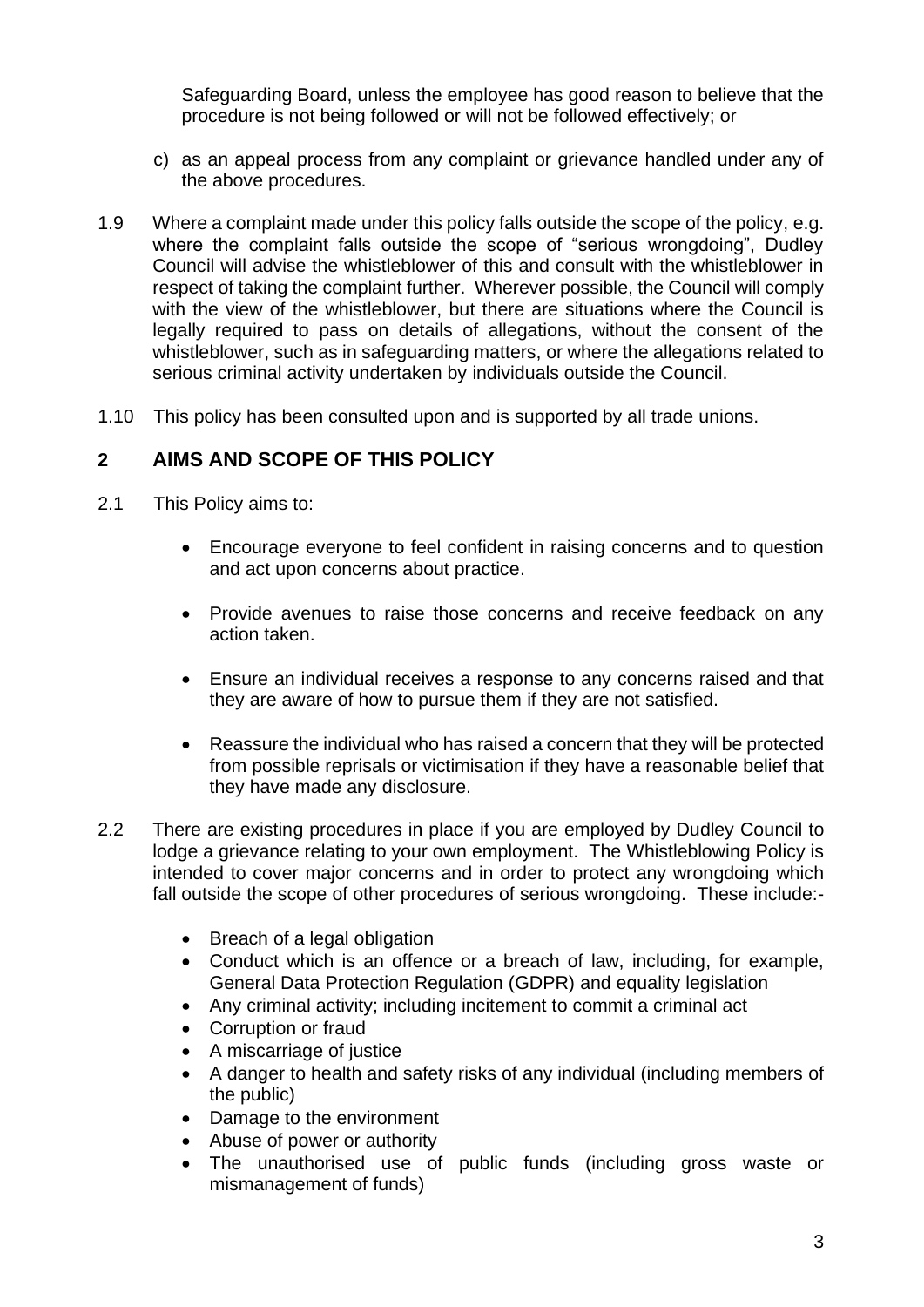Safeguarding Board, unless the employee has good reason to believe that the procedure is not being followed or will not be followed effectively; or

c) as an appeal process from any complaint or grievance handled under any of the above procedures.

1.9 Where a complaint made under this policy falls outside the scope of the policy, e.g. where the complaint falls outside the scope of "serious wrongdoing", Dudley Council will advise the whistleblower of this and consult with the whistleblower in respect of taking the complaint further. Wherever possible, the Council will comply with the view of the whistleblower, but there are situations where the Council is legally required to pass on details of allegations, without the consent of the whistleblower, such as in safeguarding matters, or where the allegations related to serious criminal activity undertaken by individuals outside the Council.

1.10 This policy has been consulted upon and is supported by all trade unions.

## 2 AIMS AND SCOPE OF THIS POLICY

2.1 This Policy aims to:

- Encourage everyone to feel confident in raising concerns and to question and act upon concerns about practice.
- Provide avenues to raise those concerns and receive feedback on any action taken.
- Ensure an individual receives a response to any concerns raised and that they are aware of how to pursue them if they are not satisfied.
- Reassure the individual who has raised a concern that they will be protected from possible reprisals or victimisation if they have a reasonable belief that they have made any disclosure.

2.2 There are existing procedures in place if you are employed by Dudley Council to lodge a grievance relating to your own employment. The Whistleblowing Policy is intended to cover major concerns and in order to protect any wrongdoing which fall outside the scope of other procedures of serious wrongdoing. These include:-

- Breach of a legal obligation
- Conduct which is an offence or a breach of law, including, for example, General Data Protection Regulation (GDPR) and equality legislation
- Any criminal activity; including incitement to commit a criminal act
- Corruption or fraud
- A miscarriage of justice
- A danger to health and safety risks of any individual (including members of the public)
- Damage to the environment
- Abuse of power or authority
- The unauthorised use of public funds (including gross waste or mismanagement of funds)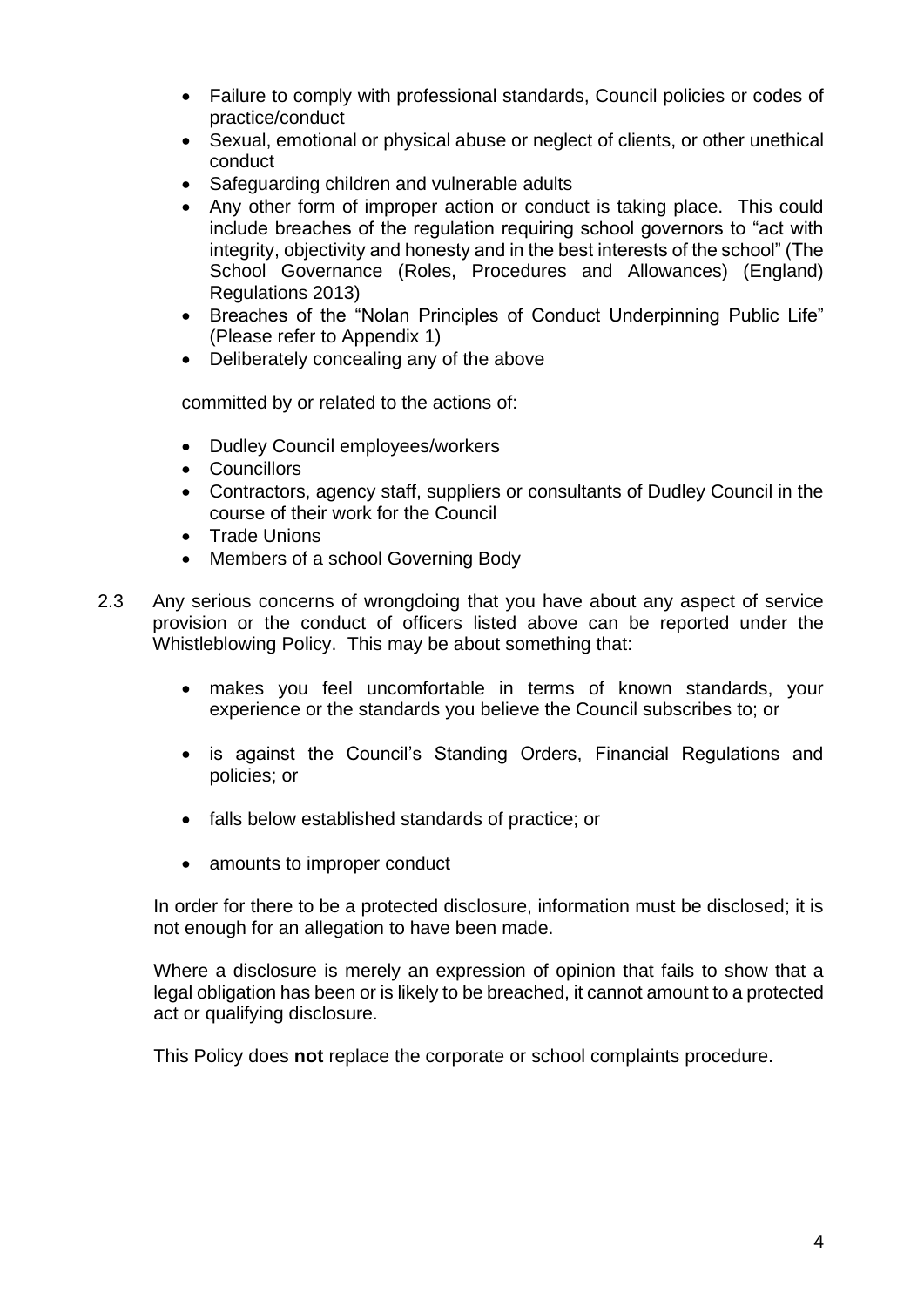- Failure to comply with professional standards, Council policies or codes of practice/conduct
- Sexual, emotional or physical abuse or neglect of clients, or other unethical conduct
- Safeguarding children and vulnerable adults
- Any other form of improper action or conduct is taking place. This could include breaches of the regulation requiring school governors to "act with integrity, objectivity and honesty and in the best interests of the school" (The School Governance (Roles, Procedures and Allowances) (England) Regulations 2013)
- Breaches of the "Nolan Principles of Conduct Underpinning Public Life" (Please refer to Appendix 1)
- Deliberately concealing any of the above

committed by or related to the actions of:

- Dudley Council employees/workers
- Councillors
- Contractors, agency staff, suppliers or consultants of Dudley Council in the course of their work for the Council
- Trade Unions
- Members of a school Governing Body

2.3 Any serious concerns of wrongdoing that you have about any aspect of service provision or the conduct of officers listed above can be reported under the Whistleblowing Policy. This may be about something that:

- makes you feel uncomfortable in terms of known standards, your experience or the standards you believe the Council subscribes to; or
- is against the Council's Standing Orders, Financial Regulations and policies; or
- falls below established standards of practice; or
- amounts to improper conduct

In order for there to be a protected disclosure, information must be disclosed; it is not enough for an allegation to have been made.

Where a disclosure is merely an expression of opinion that fails to show that a legal obligation has been or is likely to be breached, it cannot amount to a protected act or qualifying disclosure.

This Policy does **not** replace the corporate or school complaints procedure.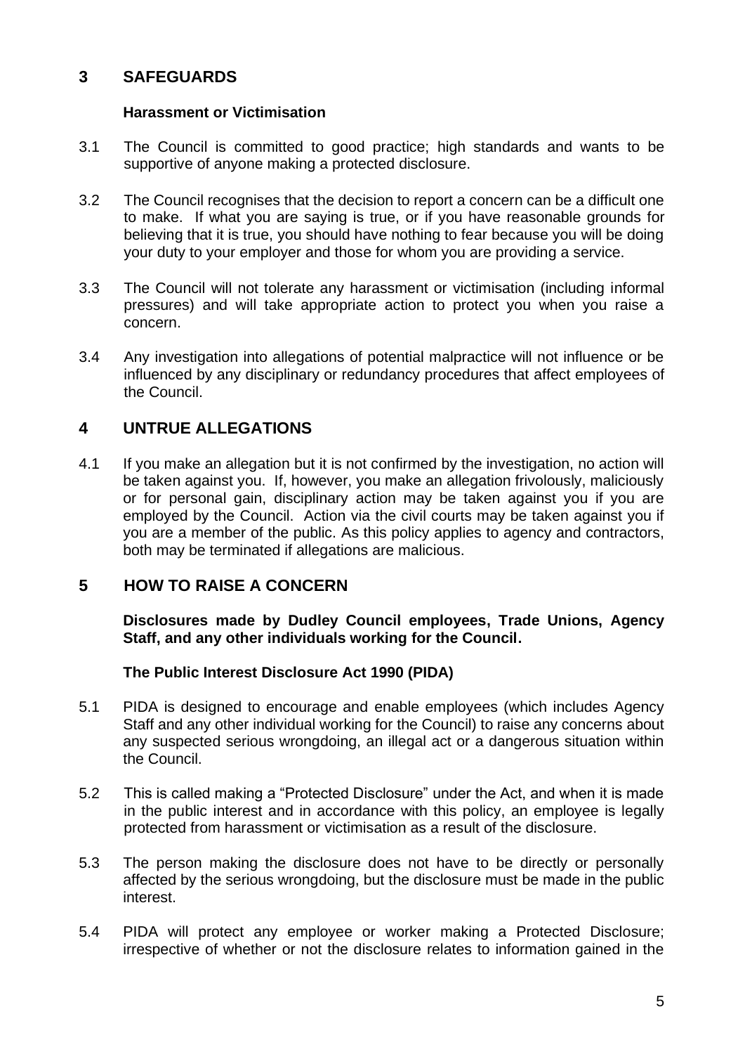## 3 SAFEGUARDS

### Harassment or Victimisation

3.1 The Council is committed to good practice; high standards and wants to be supportive of anyone making a protected disclosure.

3.2 The Council recognises that the decision to report a concern can be a difficult one to make. If what you are saying is true, or if you have reasonable grounds for believing that it is true, you should have nothing to fear because you will be doing your duty to your employer and those for whom you are providing a service.

3.3 The Council will not tolerate any harassment or victimisation (including informal pressures) and will take appropriate action to protect you when you raise a concern.

3.4 Any investigation into allegations of potential malpractice will not influence or be influenced by any disciplinary or redundancy procedures that affect employees of the Council.

## 4 UNTRUE ALLEGATIONS

4.1 If you make an allegation but it is not confirmed by the investigation, no action will be taken against you. If, however, you make an allegation frivolously, maliciously or for personal gain, disciplinary action may be taken against you if you are employed by the Council. Action via the civil courts may be taken against you if you are a member of the public. As this policy applies to agency and contractors, both may be terminated if allegations are malicious.

## 5 HOW TO RAISE A CONCERN

**Disclosures made by Dudley Council employees, Trade Unions, Agency Staff, and any other individuals working for the Council.**

### The Public Interest Disclosure Act 1990 (PIDA)

5.1 PIDA is designed to encourage and enable employees (which includes Agency Staff and any other individual working for the Council) to raise any concerns about any suspected serious wrongdoing, an illegal act or a dangerous situation within the Council.

5.2 This is called making a "Protected Disclosure" under the Act, and when it is made in the public interest and in accordance with this policy, an employee is legally protected from harassment or victimisation as a result of the disclosure.

5.3 The person making the disclosure does not have to be directly or personally affected by the serious wrongdoing, but the disclosure must be made in the public interest.

5.4 PIDA will protect any employee or worker making a Protected Disclosure; irrespective of whether or not the disclosure relates to information gained in the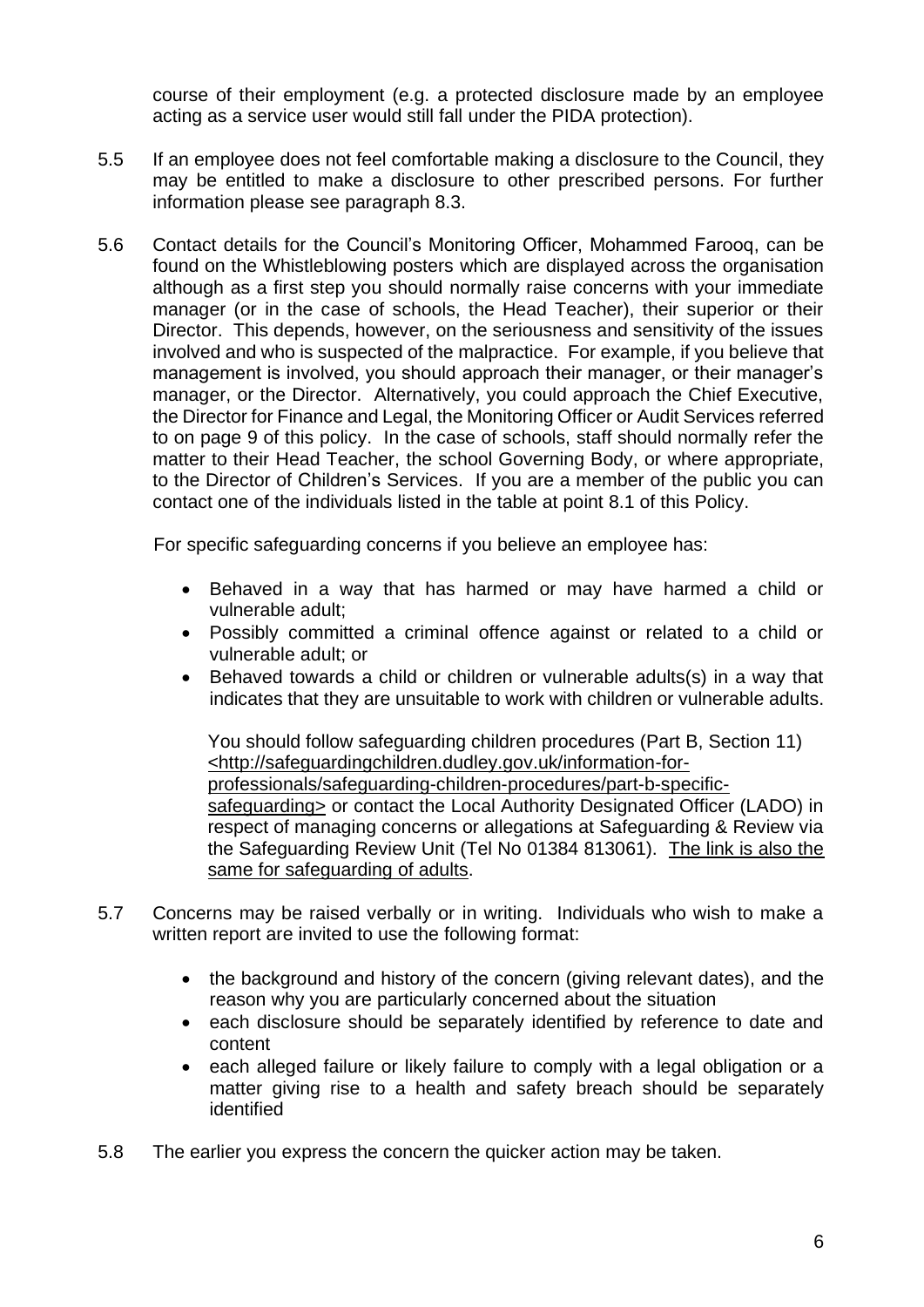course of their employment (e.g. a protected disclosure made by an employee acting as a service user would still fall under the PIDA protection).

5.5 If an employee does not feel comfortable making a disclosure to the Council, they may be entitled to make a disclosure to other prescribed persons. For further information please see paragraph 8.3.

5.6 Contact details for the Council's Monitoring Officer, Mohammed Farooq, can be found on the Whistleblowing posters which are displayed across the organisation although as a first step you should normally raise concerns with your immediate manager (or in the case of schools, the Head Teacher), their superior or their Director. This depends, however, on the seriousness and sensitivity of the issues involved and who is suspected of the malpractice. For example, if you believe that management is involved, you should approach their manager, or their manager's manager, or the Director. Alternatively, you could approach the Chief Executive, the Director for Finance and Legal, the Monitoring Officer or Audit Services referred to on page 9 of this policy. In the case of schools, staff should normally refer the matter to their Head Teacher, the school Governing Body, or where appropriate, to the Director of Children's Services. If you are a member of the public you can contact one of the individuals listed in the table at point 8.1 of this Policy.

For specific safeguarding concerns if you believe an employee has:

- Behaved in a way that has harmed or may have harmed a child or vulnerable adult;
- Possibly committed a criminal offence against or related to a child or vulnerable adult; or
- Behaved towards a child or children or vulnerable adults(s) in a way that indicates that they are unsuitable to work with children or vulnerable adults.

You should follow safeguarding children procedures (Part B, Section 11) <http://safeguardingchildren.dudley.gov.uk/information-for-professionals/safeguarding-children-procedures/part-b-specific-safeguarding> or contact the Local Authority Designated Officer (LADO) in respect of managing concerns or allegations at Safeguarding & Review via the Safeguarding Review Unit (Tel No 01384 813061). The link is also the same for safeguarding of adults.

5.7 Concerns may be raised verbally or in writing. Individuals who wish to make a written report are invited to use the following format:

- the background and history of the concern (giving relevant dates), and the reason why you are particularly concerned about the situation
- each disclosure should be separately identified by reference to date and content
- each alleged failure or likely failure to comply with a legal obligation or a matter giving rise to a health and safety breach should be separately identified

5.8 The earlier you express the concern the quicker action may be taken.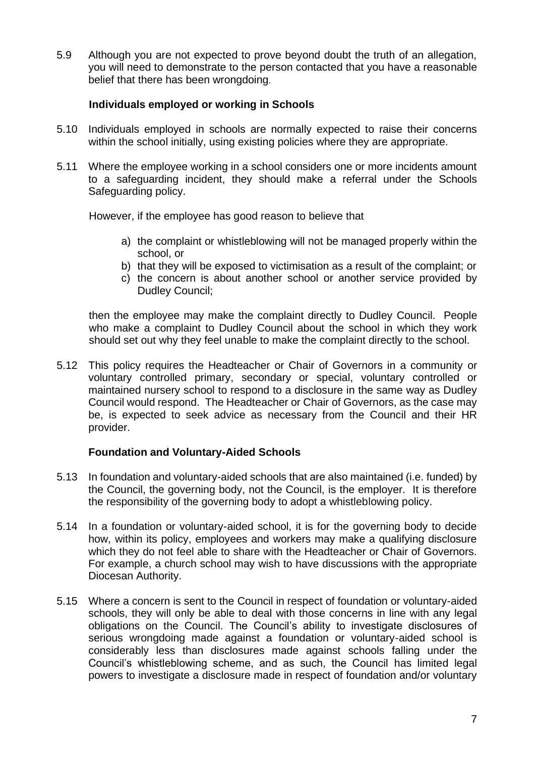5.9 Although you are not expected to prove beyond doubt the truth of an allegation, you will need to demonstrate to the person contacted that you have a reasonable belief that there has been wrongdoing.

**Individuals employed or working in Schools**

5.10 Individuals employed in schools are normally expected to raise their concerns within the school initially, using existing policies where they are appropriate.

5.11 Where the employee working in a school considers one or more incidents amount to a safeguarding incident, they should make a referral under the Schools Safeguarding policy.

However, if the employee has good reason to believe that

a) the complaint or whistleblowing will not be managed properly within the school, or
b) that they will be exposed to victimisation as a result of the complaint; or
c) the concern is about another school or another service provided by Dudley Council;

then the employee may make the complaint directly to Dudley Council. People who make a complaint to Dudley Council about the school in which they work should set out why they feel unable to make the complaint directly to the school.

5.12 This policy requires the Headteacher or Chair of Governors in a community or voluntary controlled primary, secondary or special, voluntary controlled or maintained nursery school to respond to a disclosure in the same way as Dudley Council would respond. The Headteacher or Chair of Governors, as the case may be, is expected to seek advice as necessary from the Council and their HR provider.

**Foundation and Voluntary-Aided Schools**

5.13 In foundation and voluntary-aided schools that are also maintained (i.e. funded) by the Council, the governing body, not the Council, is the employer. It is therefore the responsibility of the governing body to adopt a whistleblowing policy.

5.14 In a foundation or voluntary-aided school, it is for the governing body to decide how, within its policy, employees and workers may make a qualifying disclosure which they do not feel able to share with the Headteacher or Chair of Governors. For example, a church school may wish to have discussions with the appropriate Diocesan Authority.

5.15 Where a concern is sent to the Council in respect of foundation or voluntary-aided schools, they will only be able to deal with those concerns in line with any legal obligations on the Council. The Council's ability to investigate disclosures of serious wrongdoing made against a foundation or voluntary-aided school is considerably less than disclosures made against schools falling under the Council's whistleblowing scheme, and as such, the Council has limited legal powers to investigate a disclosure made in respect of foundation and/or voluntary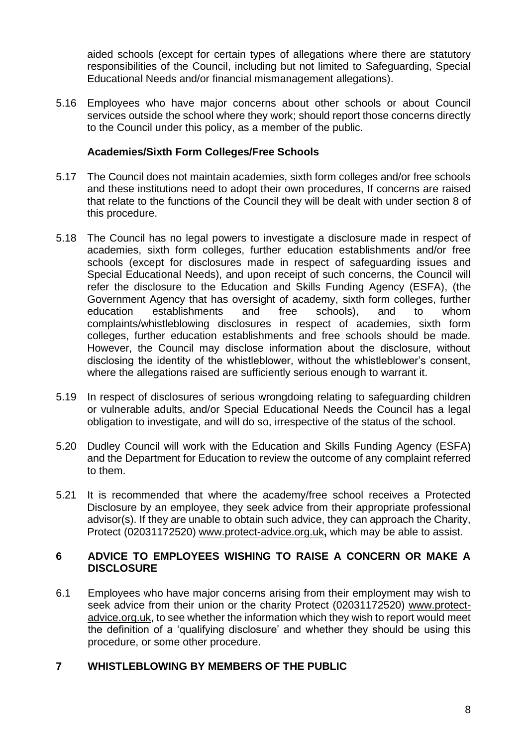aided schools (except for certain types of allegations where there are statutory responsibilities of the Council, including but not limited to Safeguarding, Special Educational Needs and/or financial mismanagement allegations).

5.16 Employees who have major concerns about other schools or about Council services outside the school where they work; should report those concerns directly to the Council under this policy, as a member of the public.

**Academies/Sixth Form Colleges/Free Schools**

5.17 The Council does not maintain academies, sixth form colleges and/or free schools and these institutions need to adopt their own procedures, If concerns are raised that relate to the functions of the Council they will be dealt with under section 8 of this procedure.

5.18 The Council has no legal powers to investigate a disclosure made in respect of academies, sixth form colleges, further education establishments and/or free schools (except for disclosures made in respect of safeguarding issues and Special Educational Needs), and upon receipt of such concerns, the Council will refer the disclosure to the Education and Skills Funding Agency (ESFA), (the Government Agency that has oversight of academy, sixth form colleges, further education establishments and free schools), and to whom complaints/whistleblowing disclosures in respect of academies, sixth form colleges, further education establishments and free schools should be made. However, the Council may disclose information about the disclosure, without disclosing the identity of the whistleblower, without the whistleblower's consent, where the allegations raised are sufficiently serious enough to warrant it.

5.19 In respect of disclosures of serious wrongdoing relating to safeguarding children or vulnerable adults, and/or Special Educational Needs the Council has a legal obligation to investigate, and will do so, irrespective of the status of the school.

5.20 Dudley Council will work with the Education and Skills Funding Agency (ESFA) and the Department for Education to review the outcome of any complaint referred to them.

5.21 It is recommended that where the academy/free school receives a Protected Disclosure by an employee, they seek advice from their appropriate professional advisor(s). If they are unable to obtain such advice, they can approach the Charity, Protect (02031172520) www.protect-advice.org.uk**,** which may be able to assist.

## 6 ADVICE TO EMPLOYEES WISHING TO RAISE A CONCERN OR MAKE A DISCLOSURE

6.1 Employees who have major concerns arising from their employment may wish to seek advice from their union or the charity Protect (02031172520) www.protect-advice.org.uk, to see whether the information which they wish to report would meet the definition of a 'qualifying disclosure' and whether they should be using this procedure, or some other procedure.

## 7 WHISTLEBLOWING BY MEMBERS OF THE PUBLIC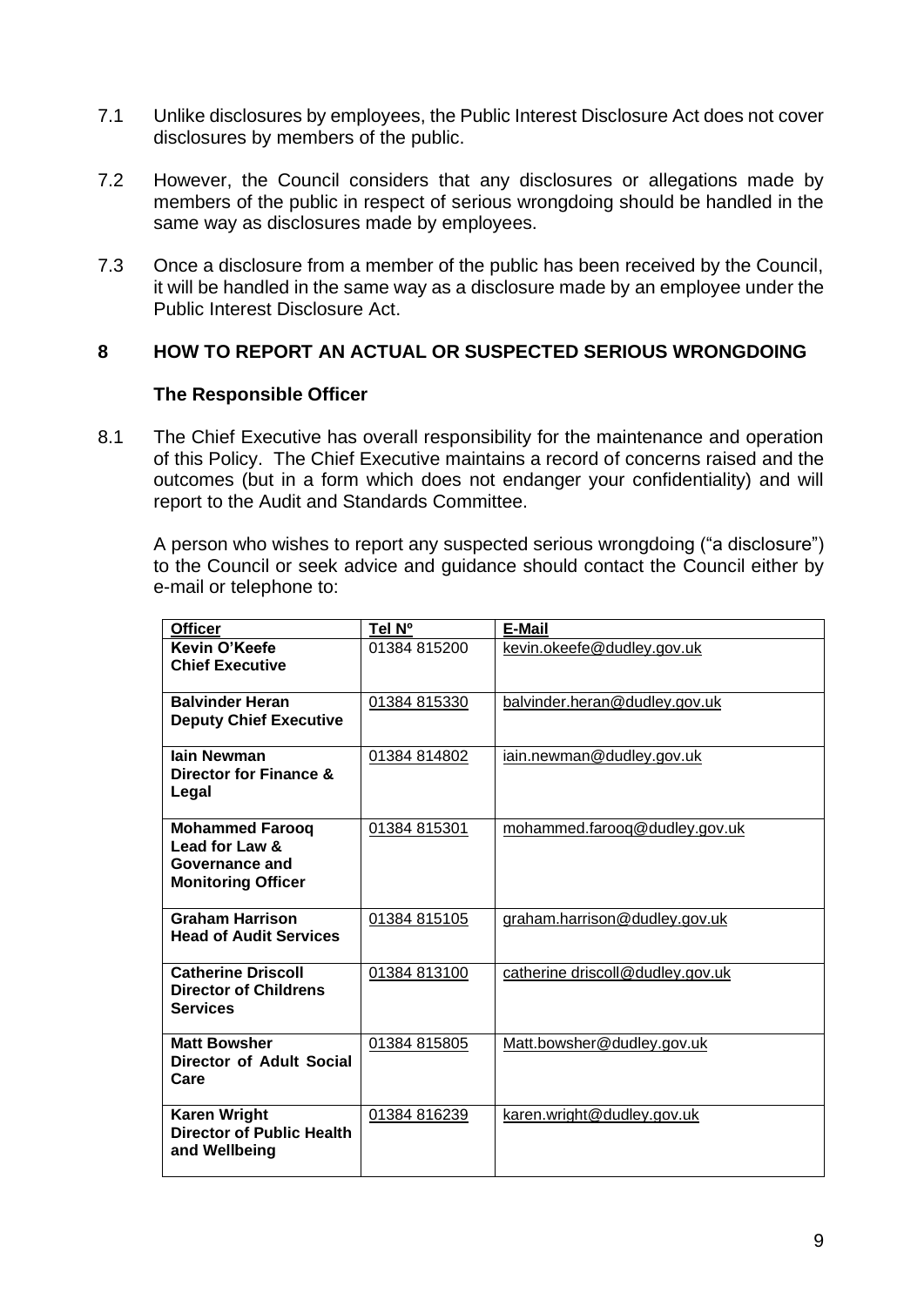7.1 Unlike disclosures by employees, the Public Interest Disclosure Act does not cover disclosures by members of the public.

7.2 However, the Council considers that any disclosures or allegations made by members of the public in respect of serious wrongdoing should be handled in the same way as disclosures made by employees.

7.3 Once a disclosure from a member of the public has been received by the Council, it will be handled in the same way as a disclosure made by an employee under the Public Interest Disclosure Act.

## 8 HOW TO REPORT AN ACTUAL OR SUSPECTED SERIOUS WRONGDOING

### The Responsible Officer

8.1 The Chief Executive has overall responsibility for the maintenance and operation of this Policy. The Chief Executive maintains a record of concerns raised and the outcomes (but in a form which does not endanger your confidentiality) and will report to the Audit and Standards Committee.

A person who wishes to report any suspected serious wrongdoing ("a disclosure") to the Council or seek advice and guidance should contact the Council either by e-mail or telephone to:

| Officer | Tel Nº | E-Mail |
|---|---|---|
| **Kevin O'Keefe**<br>**Chief Executive** | 01384 815200 | kevin.okeefe@dudley.gov.uk |
| **Balvinder Heran**<br>**Deputy Chief Executive** | 01384 815330 | balvinder.heran@dudley.gov.uk |
| **Iain Newman**<br>**Director for Finance & Legal** | 01384 814802 | iain.newman@dudley.gov.uk |
| **Mohammed Farooq**<br>**Lead for Law & Governance and Monitoring Officer** | 01384 815301 | mohammed.farooq@dudley.gov.uk |
| **Graham Harrison**<br>**Head of Audit Services** | 01384 815105 | graham.harrison@dudley.gov.uk |
| **Catherine Driscoll**<br>**Director of Childrens Services** | 01384 813100 | catherine driscoll@dudley.gov.uk |
| **Matt Bowsher**<br>**Director of Adult Social Care** | 01384 815805 | Matt.bowsher@dudley.gov.uk |
| **Karen Wright**<br>**Director of Public Health and Wellbeing** | 01384 816239 | karen.wright@dudley.gov.uk |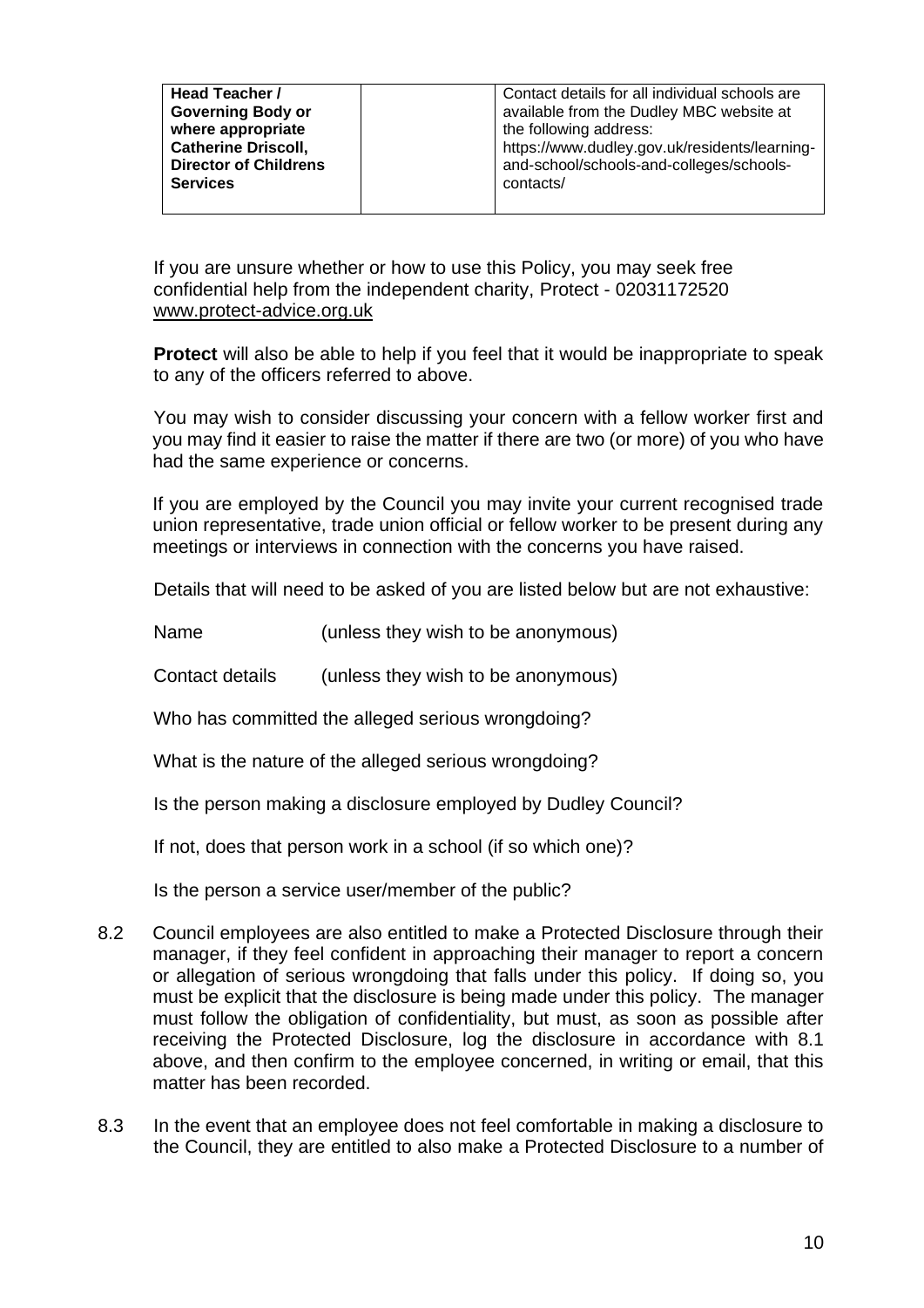| **Head Teacher / Governing Body or where appropriate Catherine Driscoll, Director of Childrens Services** | | Contact details for all individual schools are available from the Dudley MBC website at the following address: https://www.dudley.gov.uk/residents/learning-and-school/schools-and-colleges/schools-contacts/ |
|---|---|---|

If you are unsure whether or how to use this Policy, you may seek free confidential help from the independent charity, Protect - 02031172520 www.protect-advice.org.uk

**Protect** will also be able to help if you feel that it would be inappropriate to speak to any of the officers referred to above.

You may wish to consider discussing your concern with a fellow worker first and you may find it easier to raise the matter if there are two (or more) of you who have had the same experience or concerns.

If you are employed by the Council you may invite your current recognised trade union representative, trade union official or fellow worker to be present during any meetings or interviews in connection with the concerns you have raised.

Details that will need to be asked of you are listed below but are not exhaustive:

Name (unless they wish to be anonymous)

Contact details (unless they wish to be anonymous)

Who has committed the alleged serious wrongdoing?

What is the nature of the alleged serious wrongdoing?

Is the person making a disclosure employed by Dudley Council?

If not, does that person work in a school (if so which one)?

Is the person a service user/member of the public?

8.2 Council employees are also entitled to make a Protected Disclosure through their manager, if they feel confident in approaching their manager to report a concern or allegation of serious wrongdoing that falls under this policy. If doing so, you must be explicit that the disclosure is being made under this policy. The manager must follow the obligation of confidentiality, but must, as soon as possible after receiving the Protected Disclosure, log the disclosure in accordance with 8.1 above, and then confirm to the employee concerned, in writing or email, that this matter has been recorded.

8.3 In the event that an employee does not feel comfortable in making a disclosure to the Council, they are entitled to also make a Protected Disclosure to a number of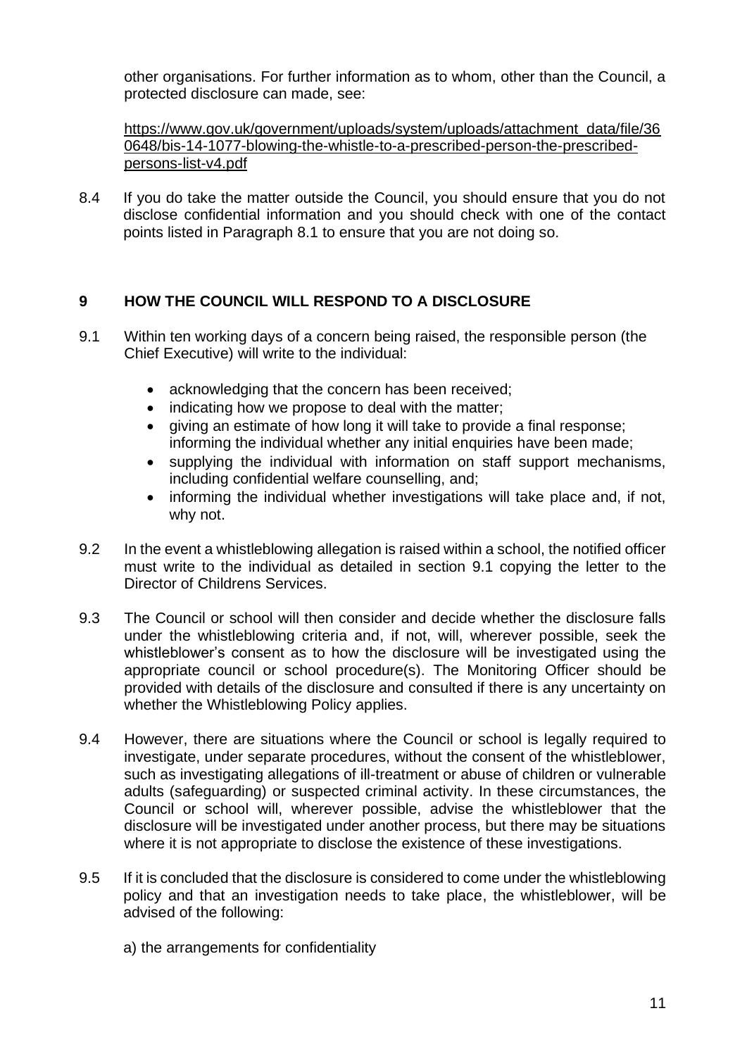other organisations. For further information as to whom, other than the Council, a protected disclosure can made, see:

https://www.gov.uk/government/uploads/system/uploads/attachment_data/file/360648/bis-14-1077-blowing-the-whistle-to-a-prescribed-person-the-prescribed-persons-list-v4.pdf

8.4 If you do take the matter outside the Council, you should ensure that you do not disclose confidential information and you should check with one of the contact points listed in Paragraph 8.1 to ensure that you are not doing so.

## 9 HOW THE COUNCIL WILL RESPOND TO A DISCLOSURE

9.1 Within ten working days of a concern being raised, the responsible person (the Chief Executive) will write to the individual:

- acknowledging that the concern has been received;
- indicating how we propose to deal with the matter;
- giving an estimate of how long it will take to provide a final response; informing the individual whether any initial enquiries have been made;
- supplying the individual with information on staff support mechanisms, including confidential welfare counselling, and;
- informing the individual whether investigations will take place and, if not, why not.

9.2 In the event a whistleblowing allegation is raised within a school, the notified officer must write to the individual as detailed in section 9.1 copying the letter to the Director of Childrens Services.

9.3 The Council or school will then consider and decide whether the disclosure falls under the whistleblowing criteria and, if not, will, wherever possible, seek the whistleblower's consent as to how the disclosure will be investigated using the appropriate council or school procedure(s). The Monitoring Officer should be provided with details of the disclosure and consulted if there is any uncertainty on whether the Whistleblowing Policy applies.

9.4 However, there are situations where the Council or school is legally required to investigate, under separate procedures, without the consent of the whistleblower, such as investigating allegations of ill-treatment or abuse of children or vulnerable adults (safeguarding) or suspected criminal activity. In these circumstances, the Council or school will, wherever possible, advise the whistleblower that the disclosure will be investigated under another process, but there may be situations where it is not appropriate to disclose the existence of these investigations.

9.5 If it is concluded that the disclosure is considered to come under the whistleblowing policy and that an investigation needs to take place, the whistleblower, will be advised of the following:

a) the arrangements for confidentiality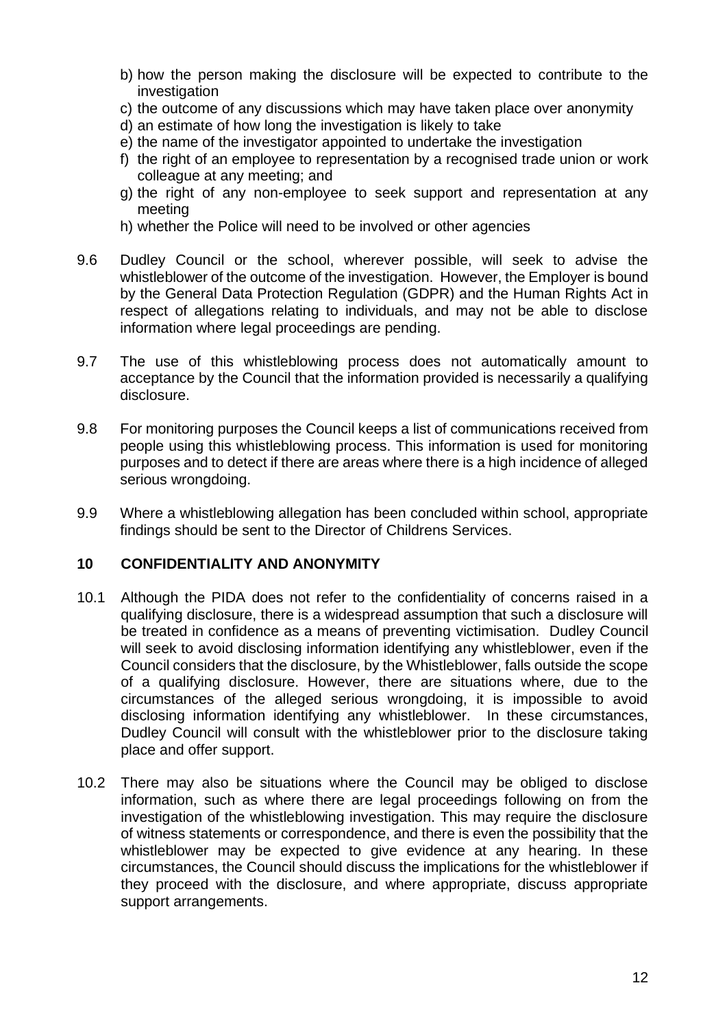b) how the person making the disclosure will be expected to contribute to the investigation
c) the outcome of any discussions which may have taken place over anonymity
d) an estimate of how long the investigation is likely to take
e) the name of the investigator appointed to undertake the investigation
f) the right of an employee to representation by a recognised trade union or work colleague at any meeting; and
g) the right of any non-employee to seek support and representation at any meeting
h) whether the Police will need to be involved or other agencies

9.6 Dudley Council or the school, wherever possible, will seek to advise the whistleblower of the outcome of the investigation. However, the Employer is bound by the General Data Protection Regulation (GDPR) and the Human Rights Act in respect of allegations relating to individuals, and may not be able to disclose information where legal proceedings are pending.

9.7 The use of this whistleblowing process does not automatically amount to acceptance by the Council that the information provided is necessarily a qualifying disclosure.

9.8 For monitoring purposes the Council keeps a list of communications received from people using this whistleblowing process. This information is used for monitoring purposes and to detect if there are areas where there is a high incidence of alleged serious wrongdoing.

9.9 Where a whistleblowing allegation has been concluded within school, appropriate findings should be sent to the Director of Childrens Services.

## 10 CONFIDENTIALITY AND ANONYMITY

10.1 Although the PIDA does not refer to the confidentiality of concerns raised in a qualifying disclosure, there is a widespread assumption that such a disclosure will be treated in confidence as a means of preventing victimisation. Dudley Council will seek to avoid disclosing information identifying any whistleblower, even if the Council considers that the disclosure, by the Whistleblower, falls outside the scope of a qualifying disclosure. However, there are situations where, due to the circumstances of the alleged serious wrongdoing, it is impossible to avoid disclosing information identifying any whistleblower. In these circumstances, Dudley Council will consult with the whistleblower prior to the disclosure taking place and offer support.

10.2 There may also be situations where the Council may be obliged to disclose information, such as where there are legal proceedings following on from the investigation of the whistleblowing investigation. This may require the disclosure of witness statements or correspondence, and there is even the possibility that the whistleblower may be expected to give evidence at any hearing. In these circumstances, the Council should discuss the implications for the whistleblower if they proceed with the disclosure, and where appropriate, discuss appropriate support arrangements.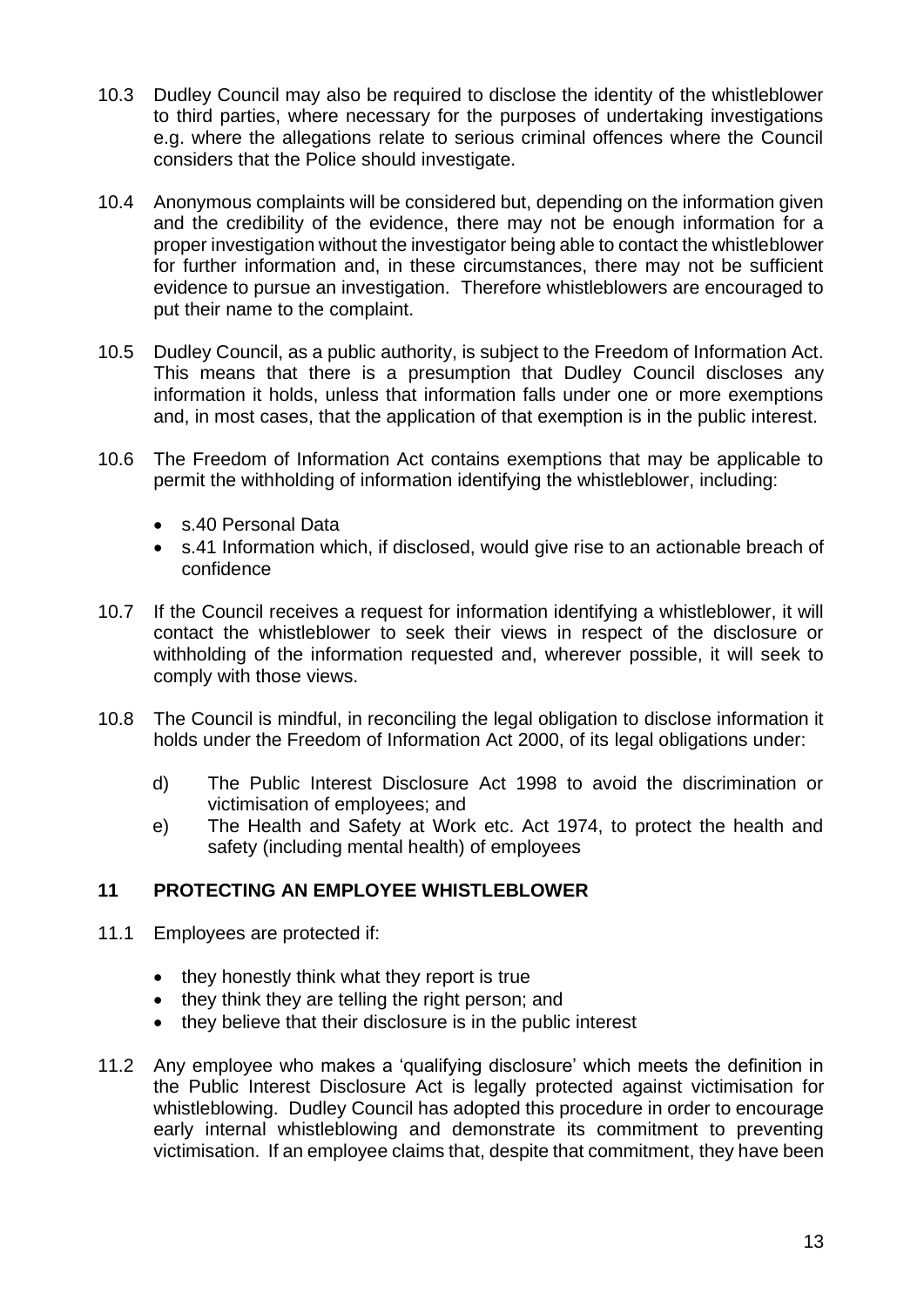10.3 Dudley Council may also be required to disclose the identity of the whistleblower to third parties, where necessary for the purposes of undertaking investigations e.g. where the allegations relate to serious criminal offences where the Council considers that the Police should investigate.

10.4 Anonymous complaints will be considered but, depending on the information given and the credibility of the evidence, there may not be enough information for a proper investigation without the investigator being able to contact the whistleblower for further information and, in these circumstances, there may not be sufficient evidence to pursue an investigation. Therefore whistleblowers are encouraged to put their name to the complaint.

10.5 Dudley Council, as a public authority, is subject to the Freedom of Information Act. This means that there is a presumption that Dudley Council discloses any information it holds, unless that information falls under one or more exemptions and, in most cases, that the application of that exemption is in the public interest.

10.6 The Freedom of Information Act contains exemptions that may be applicable to permit the withholding of information identifying the whistleblower, including:

- s.40 Personal Data
- s.41 Information which, if disclosed, would give rise to an actionable breach of confidence

10.7 If the Council receives a request for information identifying a whistleblower, it will contact the whistleblower to seek their views in respect of the disclosure or withholding of the information requested and, wherever possible, it will seek to comply with those views.

10.8 The Council is mindful, in reconciling the legal obligation to disclose information it holds under the Freedom of Information Act 2000, of its legal obligations under:

d) The Public Interest Disclosure Act 1998 to avoid the discrimination or victimisation of employees; and

e) The Health and Safety at Work etc. Act 1974, to protect the health and safety (including mental health) of employees

## 11 PROTECTING AN EMPLOYEE WHISTLEBLOWER

11.1 Employees are protected if:

- they honestly think what they report is true
- they think they are telling the right person; and
- they believe that their disclosure is in the public interest

11.2 Any employee who makes a 'qualifying disclosure' which meets the definition in the Public Interest Disclosure Act is legally protected against victimisation for whistleblowing. Dudley Council has adopted this procedure in order to encourage early internal whistleblowing and demonstrate its commitment to preventing victimisation. If an employee claims that, despite that commitment, they have been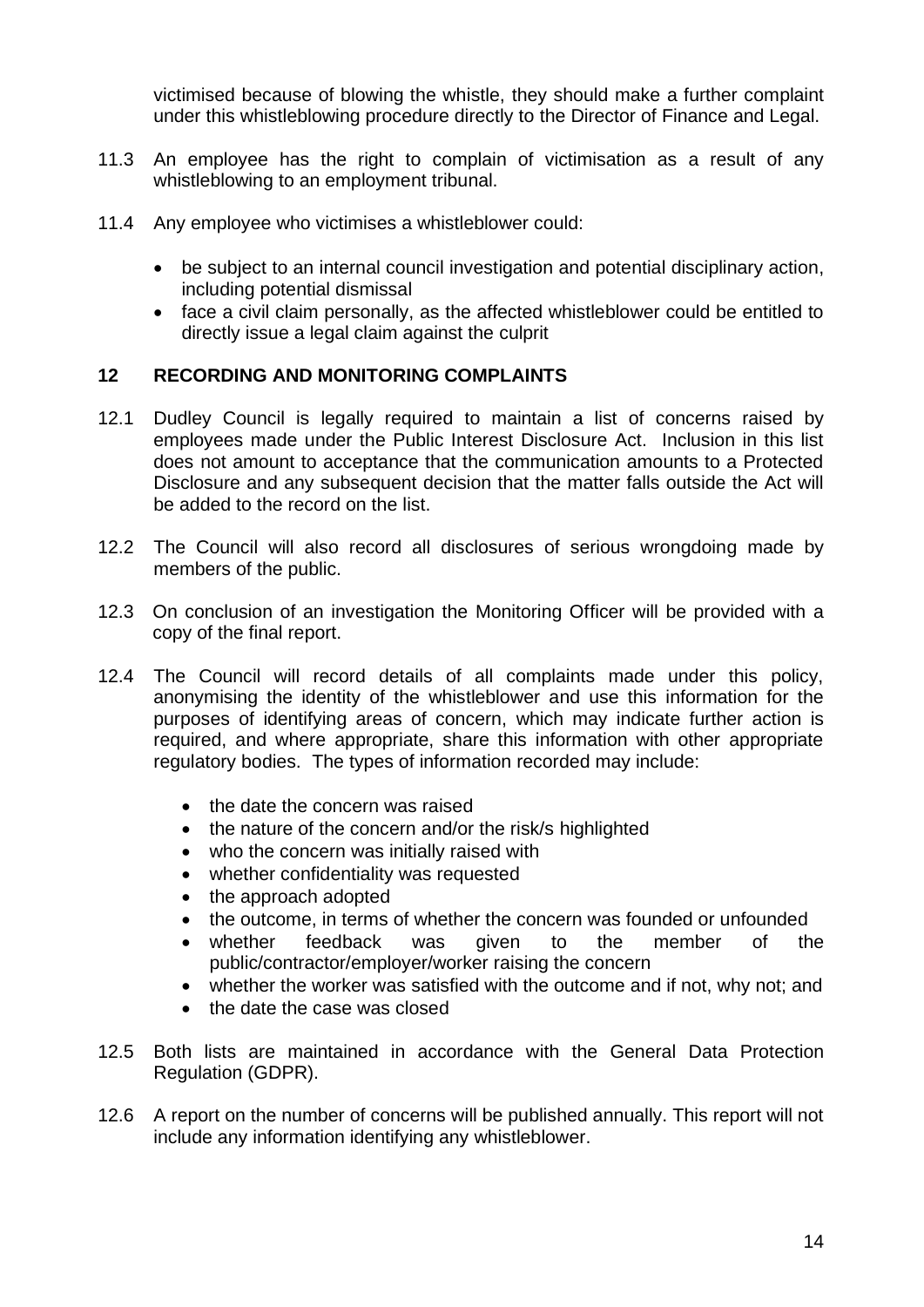victimised because of blowing the whistle, they should make a further complaint under this whistleblowing procedure directly to the Director of Finance and Legal.

11.3 An employee has the right to complain of victimisation as a result of any whistleblowing to an employment tribunal.

11.4 Any employee who victimises a whistleblower could:

- be subject to an internal council investigation and potential disciplinary action, including potential dismissal
- face a civil claim personally, as the affected whistleblower could be entitled to directly issue a legal claim against the culprit

## 12 RECORDING AND MONITORING COMPLAINTS

12.1 Dudley Council is legally required to maintain a list of concerns raised by employees made under the Public Interest Disclosure Act. Inclusion in this list does not amount to acceptance that the communication amounts to a Protected Disclosure and any subsequent decision that the matter falls outside the Act will be added to the record on the list.

12.2 The Council will also record all disclosures of serious wrongdoing made by members of the public.

12.3 On conclusion of an investigation the Monitoring Officer will be provided with a copy of the final report.

12.4 The Council will record details of all complaints made under this policy, anonymising the identity of the whistleblower and use this information for the purposes of identifying areas of concern, which may indicate further action is required, and where appropriate, share this information with other appropriate regulatory bodies. The types of information recorded may include:

- the date the concern was raised
- the nature of the concern and/or the risk/s highlighted
- who the concern was initially raised with
- whether confidentiality was requested
- the approach adopted
- the outcome, in terms of whether the concern was founded or unfounded
- whether feedback was given to the member of the public/contractor/employer/worker raising the concern
- whether the worker was satisfied with the outcome and if not, why not; and
- the date the case was closed

12.5 Both lists are maintained in accordance with the General Data Protection Regulation (GDPR).

12.6 A report on the number of concerns will be published annually. This report will not include any information identifying any whistleblower.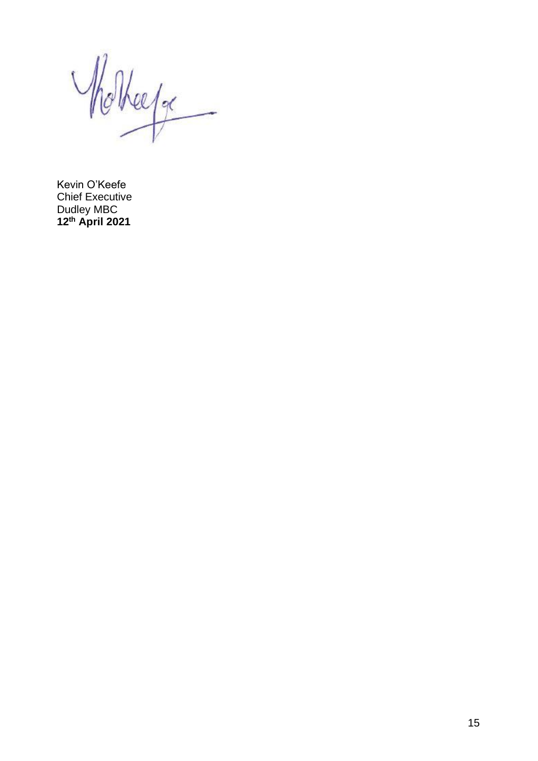Kevin O'Keefe
Chief Executive
Dudley MBC
**12th April 2021**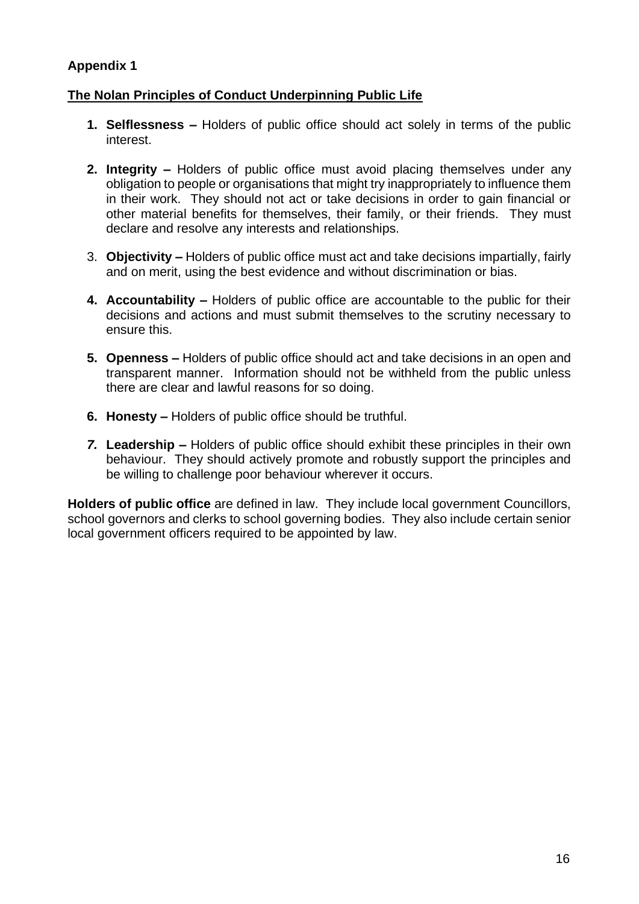**Appendix 1**

**The Nolan Principles of Conduct Underpinning Public Life**

1. **Selflessness –** Holders of public office should act solely in terms of the public interest.

2. **Integrity –** Holders of public office must avoid placing themselves under any obligation to people or organisations that might try inappropriately to influence them in their work. They should not act or take decisions in order to gain financial or other material benefits for themselves, their family, or their friends. They must declare and resolve any interests and relationships.

3. **Objectivity –** Holders of public office must act and take decisions impartially, fairly and on merit, using the best evidence and without discrimination or bias.

4. **Accountability –** Holders of public office are accountable to the public for their decisions and actions and must submit themselves to the scrutiny necessary to ensure this.

5. **Openness –** Holders of public office should act and take decisions in an open and transparent manner. Information should not be withheld from the public unless there are clear and lawful reasons for so doing.

6. **Honesty –** Holders of public office should be truthful.

7. **Leadership –** Holders of public office should exhibit these principles in their own behaviour. They should actively promote and robustly support the principles and be willing to challenge poor behaviour wherever it occurs.

**Holders of public office** are defined in law. They include local government Councillors, school governors and clerks to school governing bodies. They also include certain senior local government officers required to be appointed by law.